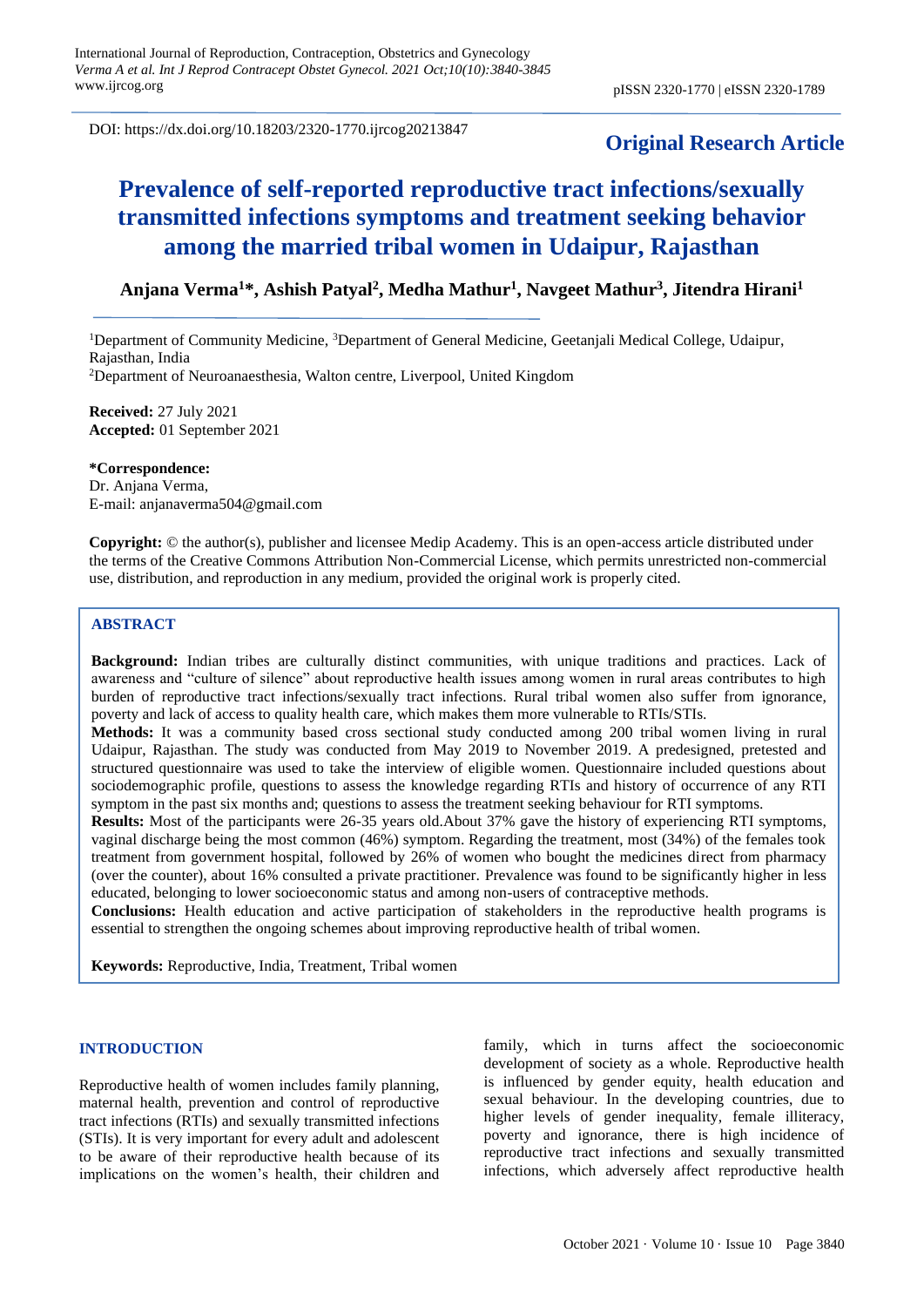DOI: https://dx.doi.org/10.18203/2320-1770.ijrcog20213847

**Original Research Article**

# Prevalence of self-reported reproductive tract infections/sexually transmitted infections symptoms and treatment seeking behavior among the married tribal women in Udaipur, Rajasthan

**Anjana Verma[1]*, Ashish Patyal[2], Medha Mathur[1], Navgeet Mathur[3], Jitendra Hirani[1]**

[1]Department of Community Medicine, [3]Department of General Medicine, Geetanjali Medical College, Udaipur, Rajasthan, India
[2]Department of Neuroanaesthesia, Walton centre, Liverpool, United Kingdom

**Received:** 27 July 2021
**Accepted:** 01 September 2021

**\*Correspondence:**
Dr. Anjana Verma,
E-mail: anjanaverma504@gmail.com

**Copyright:** © the author(s), publisher and licensee Medip Academy. This is an open-access article distributed under the terms of the Creative Commons Attribution Non-Commercial License, which permits unrestricted non-commercial use, distribution, and reproduction in any medium, provided the original work is properly cited.

## ABSTRACT

**Background:** Indian tribes are culturally distinct communities, with unique traditions and practices. Lack of awareness and "culture of silence" about reproductive health issues among women in rural areas contributes to high burden of reproductive tract infections/sexually tract infections. Rural tribal women also suffer from ignorance, poverty and lack of access to quality health care, which makes them more vulnerable to RTIs/STIs.

**Methods:** It was a community based cross sectional study conducted among 200 tribal women living in rural Udaipur, Rajasthan. The study was conducted from May 2019 to November 2019. A predesigned, pretested and structured questionnaire was used to take the interview of eligible women. Questionnaire included questions about sociodemographic profile, questions to assess the knowledge regarding RTIs and history of occurrence of any RTI symptom in the past six months and; questions to assess the treatment seeking behaviour for RTI symptoms.

**Results:** Most of the participants were 26-35 years old.About 37% gave the history of experiencing RTI symptoms, vaginal discharge being the most common (46%) symptom. Regarding the treatment, most (34%) of the females took treatment from government hospital, followed by 26% of women who bought the medicines direct from pharmacy (over the counter), about 16% consulted a private practitioner. Prevalence was found to be significantly higher in less educated, belonging to lower socioeconomic status and among non-users of contraceptive methods.

**Conclusions:** Health education and active participation of stakeholders in the reproductive health programs is essential to strengthen the ongoing schemes about improving reproductive health of tribal women.

**Keywords:** Reproductive, India, Treatment, Tribal women

## INTRODUCTION

Reproductive health of women includes family planning, maternal health, prevention and control of reproductive tract infections (RTIs) and sexually transmitted infections (STIs). It is very important for every adult and adolescent to be aware of their reproductive health because of its implications on the women's health, their children and family, which in turns affect the socioeconomic development of society as a whole. Reproductive health is influenced by gender equity, health education and sexual behaviour. In the developing countries, due to higher levels of gender inequality, female illiteracy, poverty and ignorance, there is high incidence of reproductive tract infections and sexually transmitted infections, which adversely affect reproductive health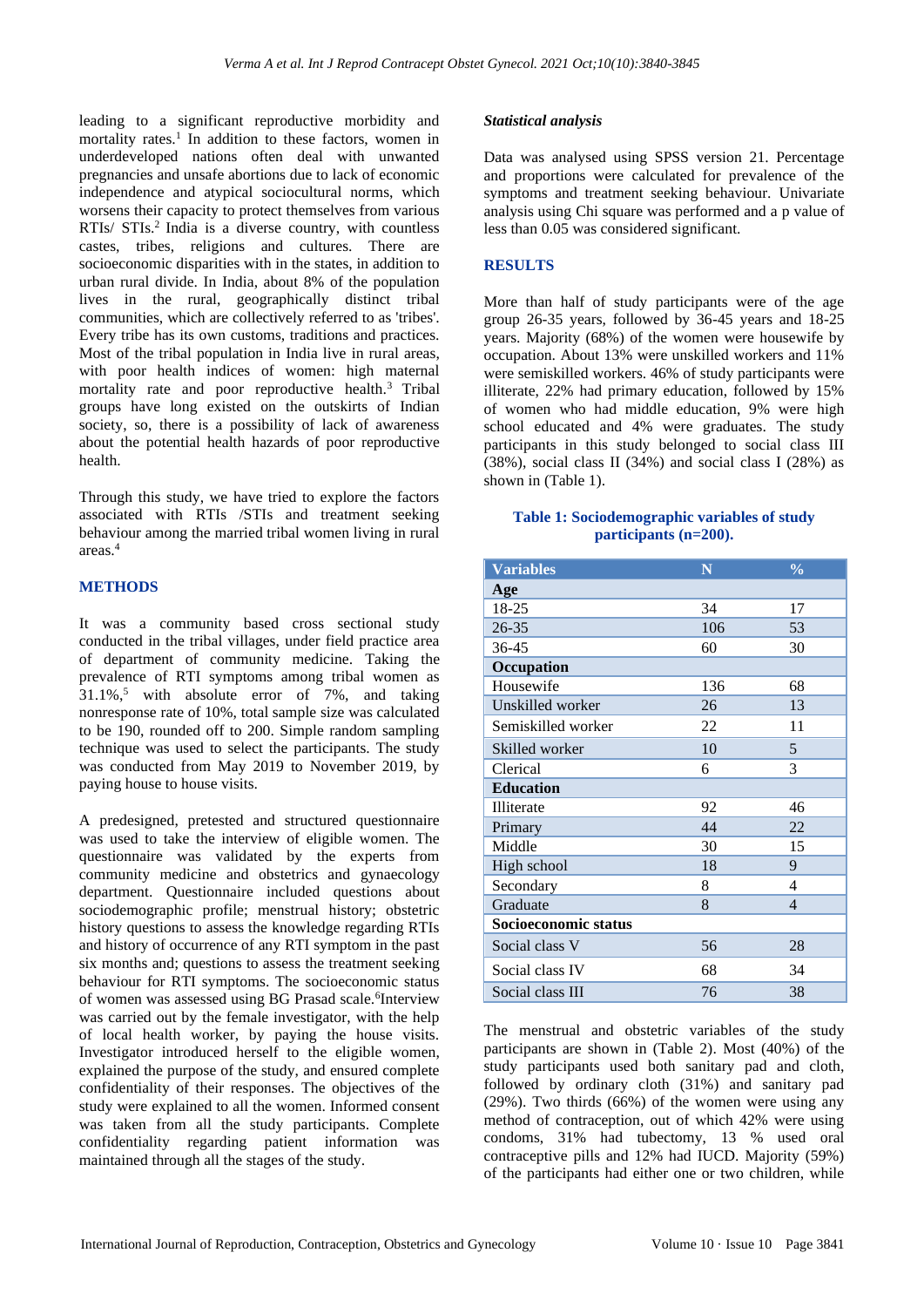leading to a significant reproductive morbidity and mortality rates.[1] In addition to these factors, women in underdeveloped nations often deal with unwanted pregnancies and unsafe abortions due to lack of economic independence and atypical sociocultural norms, which worsens their capacity to protect themselves from various RTIs/ STIs.[2] India is a diverse country, with countless castes, tribes, religions and cultures. There are socioeconomic disparities with in the states, in addition to urban rural divide. In India, about 8% of the population lives in the rural, geographically distinct tribal communities, which are collectively referred to as 'tribes'. Every tribe has its own customs, traditions and practices. Most of the tribal population in India live in rural areas, with poor health indices of women: high maternal mortality rate and poor reproductive health.[3] Tribal groups have long existed on the outskirts of Indian society, so, there is a possibility of lack of awareness about the potential health hazards of poor reproductive health.

Through this study, we have tried to explore the factors associated with RTIs /STIs and treatment seeking behaviour among the married tribal women living in rural areas.[4]

## METHODS

It was a community based cross sectional study conducted in the tribal villages, under field practice area of department of community medicine. Taking the prevalence of RTI symptoms among tribal women as 31.1%,[5] with absolute error of 7%, and taking nonresponse rate of 10%, total sample size was calculated to be 190, rounded off to 200. Simple random sampling technique was used to select the participants. The study was conducted from May 2019 to November 2019, by paying house to house visits.

A predesigned, pretested and structured questionnaire was used to take the interview of eligible women. The questionnaire was validated by the experts from community medicine and obstetrics and gynaecology department. Questionnaire included questions about sociodemographic profile; menstrual history; obstetric history questions to assess the knowledge regarding RTIs and history of occurrence of any RTI symptom in the past six months and; questions to assess the treatment seeking behaviour for RTI symptoms. The socioeconomic status of women was assessed using BG Prasad scale.[6] Interview was carried out by the female investigator, with the help of local health worker, by paying the house visits. Investigator introduced herself to the eligible women, explained the purpose of the study, and ensured complete confidentiality of their responses. The objectives of the study were explained to all the women. Informed consent was taken from all the study participants. Complete confidentiality regarding patient information was maintained through all the stages of the study.

### *Statistical analysis*

Data was analysed using SPSS version 21. Percentage and proportions were calculated for prevalence of the symptoms and treatment seeking behaviour. Univariate analysis using Chi square was performed and a p value of less than 0.05 was considered significant.

## RESULTS

More than half of study participants were of the age group 26-35 years, followed by 36-45 years and 18-25 years. Majority (68%) of the women were housewife by occupation. About 13% were unskilled workers and 11% were semiskilled workers. 46% of study participants were illiterate, 22% had primary education, followed by 15% of women who had middle education, 9% were high school educated and 4% were graduates. The study participants in this study belonged to social class III (38%), social class II (34%) and social class I (28%) as shown in (Table 1).

**Table 1: Sociodemographic variables of study participants (n=200).**

| Variables | N | % |
|---|---|---|
| **Age** | | |
| 18-25 | 34 | 17 |
| 26-35 | 106 | 53 |
| 36-45 | 60 | 30 |
| **Occupation** | | |
| Housewife | 136 | 68 |
| Unskilled worker | 26 | 13 |
| Semiskilled worker | 22 | 11 |
| Skilled worker | 10 | 5 |
| Clerical | 6 | 3 |
| **Education** | | |
| Illiterate | 92 | 46 |
| Primary | 44 | 22 |
| Middle | 30 | 15 |
| High school | 18 | 9 |
| Secondary | 8 | 4 |
| Graduate | 8 | 4 |
| **Socioeconomic status** | | |
| Social class V | 56 | 28 |
| Social class IV | 68 | 34 |
| Social class III | 76 | 38 |

The menstrual and obstetric variables of the study participants are shown in (Table 2). Most (40%) of the study participants used both sanitary pad and cloth, followed by ordinary cloth (31%) and sanitary pad (29%). Two thirds (66%) of the women were using any method of contraception, out of which 42% were using condoms, 31% had tubectomy, 13 % used oral contraceptive pills and 12% had IUCD. Majority (59%) of the participants had either one or two children, while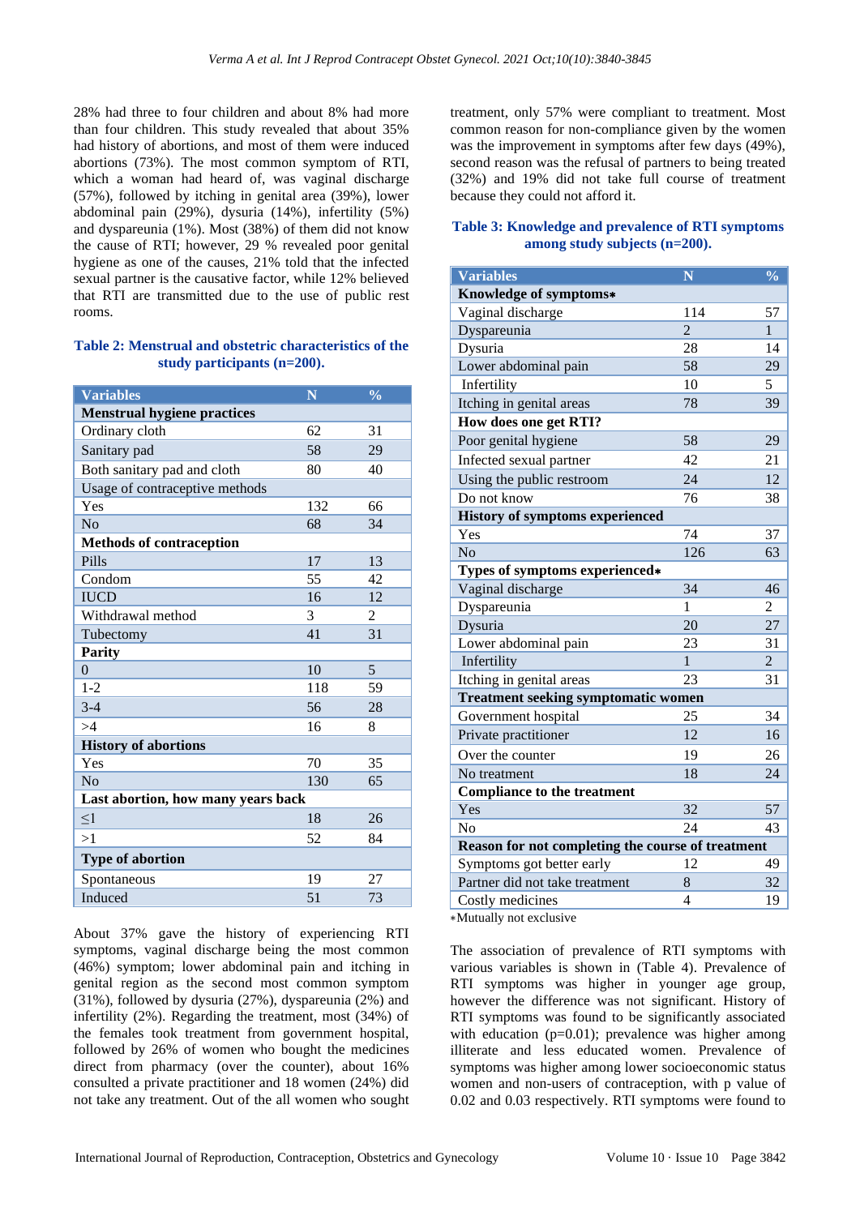28% had three to four children and about 8% had more than four children. This study revealed that about 35% had history of abortions, and most of them were induced abortions (73%). The most common symptom of RTI, which a woman had heard of, was vaginal discharge (57%), followed by itching in genital area (39%), lower abdominal pain (29%), dysuria (14%), infertility (5%) and dyspareunia (1%). Most (38%) of them did not know the cause of RTI; however, 29 % revealed poor genital hygiene as one of the causes, 21% told that the infected sexual partner is the causative factor, while 12% believed that RTI are transmitted due to the use of public rest rooms.

**Table 2: Menstrual and obstetric characteristics of the study participants (n=200).**

| Variables | N | % |
|---|---|---|
| **Menstrual hygiene practices** | | |
| Ordinary cloth | 62 | 31 |
| Sanitary pad | 58 | 29 |
| Both sanitary pad and cloth | 80 | 40 |
| Usage of contraceptive methods | | |
| Yes | 132 | 66 |
| No | 68 | 34 |
| **Methods of contraception** | | |
| Pills | 17 | 13 |
| Condom | 55 | 42 |
| IUCD | 16 | 12 |
| Withdrawal method | 3 | 2 |
| Tubectomy | 41 | 31 |
| **Parity** | | |
| 0 | 10 | 5 |
| 1-2 | 118 | 59 |
| 3-4 | 56 | 28 |
| >4 | 16 | 8 |
| **History of abortions** | | |
| Yes | 70 | 35 |
| No | 130 | 65 |
| **Last abortion, how many years back** | | |
| ≤1 | 18 | 26 |
| >1 | 52 | 84 |
| **Type of abortion** | | |
| Spontaneous | 19 | 27 |
| Induced | 51 | 73 |

About 37% gave the history of experiencing RTI symptoms, vaginal discharge being the most common (46%) symptom; lower abdominal pain and itching in genital region as the second most common symptom (31%), followed by dysuria (27%), dyspareunia (2%) and infertility (2%). Regarding the treatment, most (34%) of the females took treatment from government hospital, followed by 26% of women who bought the medicines direct from pharmacy (over the counter), about 16% consulted a private practitioner and 18 women (24%) did not take any treatment. Out of the all women who sought treatment, only 57% were compliant to treatment. Most common reason for non-compliance given by the women was the improvement in symptoms after few days (49%), second reason was the refusal of partners to being treated (32%) and 19% did not take full course of treatment because they could not afford it.

**Table 3: Knowledge and prevalence of RTI symptoms among study subjects (n=200).**

| Variables | N | % |
|---|---|---|
| **Knowledge of symptoms*** | | |
| Vaginal discharge | 114 | 57 |
| Dyspareunia | 2 | 1 |
| Dysuria | 28 | 14 |
| Lower abdominal pain | 58 | 29 |
| Infertility | 10 | 5 |
| Itching in genital areas | 78 | 39 |
| **How does one get RTI?** | | |
| Poor genital hygiene | 58 | 29 |
| Infected sexual partner | 42 | 21 |
| Using the public restroom | 24 | 12 |
| Do not know | 76 | 38 |
| **History of symptoms experienced** | | |
| Yes | 74 | 37 |
| No | 126 | 63 |
| **Types of symptoms experienced*** | | |
| Vaginal discharge | 34 | 46 |
| Dyspareunia | 1 | 2 |
| Dysuria | 20 | 27 |
| Lower abdominal pain | 23 | 31 |
| Infertility | 1 | 2 |
| Itching in genital areas | 23 | 31 |
| **Treatment seeking symptomatic women** | | |
| Government hospital | 25 | 34 |
| Private practitioner | 12 | 16 |
| Over the counter | 19 | 26 |
| No treatment | 18 | 24 |
| **Compliance to the treatment** | | |
| Yes | 32 | 57 |
| No | 24 | 43 |
| **Reason for not completing the course of treatment** | | |
| Symptoms got better early | 12 | 49 |
| Partner did not take treatment | 8 | 32 |
| Costly medicines | 4 | 19 |

*Mutually not exclusive

The association of prevalence of RTI symptoms with various variables is shown in (Table 4). Prevalence of RTI symptoms was higher in younger age group, however the difference was not significant. History of RTI symptoms was found to be significantly associated with education (p=0.01); prevalence was higher among illiterate and less educated women. Prevalence of symptoms was higher among lower socioeconomic status women and non-users of contraception, with p value of 0.02 and 0.03 respectively. RTI symptoms were found to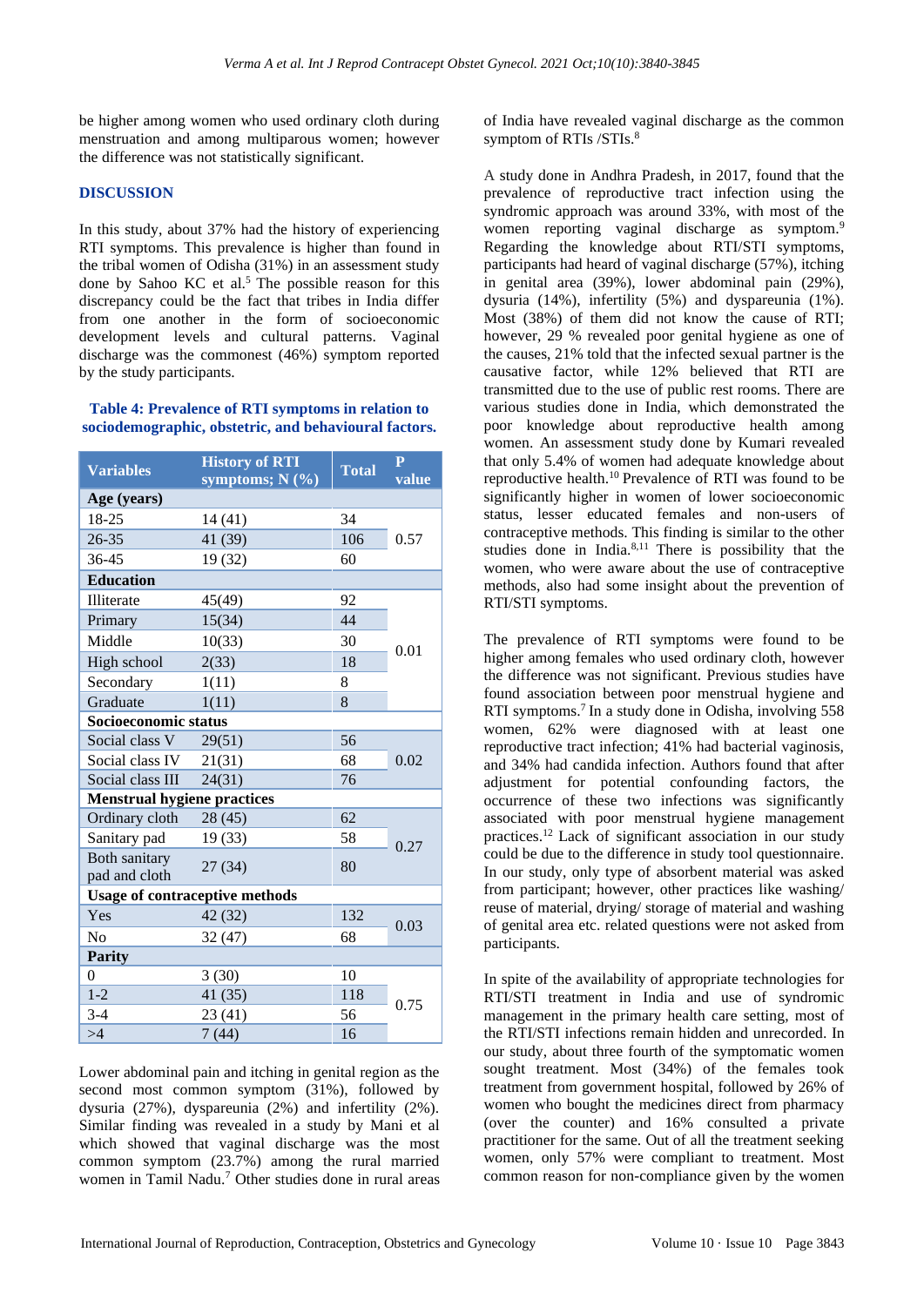be higher among women who used ordinary cloth during menstruation and among multiparous women; however the difference was not statistically significant.

## DISCUSSION

In this study, about 37% had the history of experiencing RTI symptoms. This prevalence is higher than found in the tribal women of Odisha (31%) in an assessment study done by Sahoo KC et al.[5] The possible reason for this discrepancy could be the fact that tribes in India differ from one another in the form of socioeconomic development levels and cultural patterns. Vaginal discharge was the commonest (46%) symptom reported by the study participants.

**Table 4: Prevalence of RTI symptoms in relation to sociodemographic, obstetric, and behavioural factors.**

| Variables | History of RTI symptoms; N (%) | Total | P value |
|---|---|---|---|
| **Age (years)** | | | |
| 18-25 | 14 (41) | 34 | 0.57 |
| 26-35 | 41 (39) | 106 | |
| 36-45 | 19 (32) | 60 | |
| **Education** | | | |
| Illiterate | 45(49) | 92 | 0.01 |
| Primary | 15(34) | 44 | |
| Middle | 10(33) | 30 | |
| High school | 2(33) | 18 | |
| Secondary | 1(11) | 8 | |
| Graduate | 1(11) | 8 | |
| **Socioeconomic status** | | | |
| Social class V | 29(51) | 56 | 0.02 |
| Social class IV | 21(31) | 68 | |
| Social class III | 24(31) | 76 | |
| **Menstrual hygiene practices** | | | |
| Ordinary cloth | 28 (45) | 62 | 0.27 |
| Sanitary pad | 19 (33) | 58 | |
| Both sanitary pad and cloth | 27 (34) | 80 | |
| **Usage of contraceptive methods** | | | |
| Yes | 42 (32) | 132 | 0.03 |
| No | 32 (47) | 68 | |
| **Parity** | | | |
| 0 | 3 (30) | 10 | 0.75 |
| 1-2 | 41 (35) | 118 | |
| 3-4 | 23 (41) | 56 | |
| >4 | 7 (44) | 16 | |

Lower abdominal pain and itching in genital region as the second most common symptom (31%), followed by dysuria (27%), dyspareunia (2%) and infertility (2%). Similar finding was revealed in a study by Mani et al which showed that vaginal discharge was the most common symptom (23.7%) among the rural married women in Tamil Nadu.[7] Other studies done in rural areas of India have revealed vaginal discharge as the common symptom of RTIs /STIs.[8]

A study done in Andhra Pradesh, in 2017, found that the prevalence of reproductive tract infection using the syndromic approach was around 33%, with most of the women reporting vaginal discharge as symptom.[9] Regarding the knowledge about RTI/STI symptoms, participants had heard of vaginal discharge (57%), itching in genital area (39%), lower abdominal pain (29%), dysuria (14%), infertility (5%) and dyspareunia (1%). Most (38%) of them did not know the cause of RTI; however, 29 % revealed poor genital hygiene as one of the causes, 21% told that the infected sexual partner is the causative factor, while 12% believed that RTI are transmitted due to the use of public rest rooms. There are various studies done in India, which demonstrated the poor knowledge about reproductive health among women. An assessment study done by Kumari revealed that only 5.4% of women had adequate knowledge about reproductive health.[10] Prevalence of RTI was found to be significantly higher in women of lower socioeconomic status, lesser educated females and non-users of contraceptive methods. This finding is similar to the other studies done in India.[8,11] There is possibility that the women, who were aware about the use of contraceptive methods, also had some insight about the prevention of RTI/STI symptoms.

The prevalence of RTI symptoms were found to be higher among females who used ordinary cloth, however the difference was not significant. Previous studies have found association between poor menstrual hygiene and RTI symptoms.[7] In a study done in Odisha, involving 558 women, 62% were diagnosed with at least one reproductive tract infection; 41% had bacterial vaginosis, and 34% had candida infection. Authors found that after adjustment for potential confounding factors, the occurrence of these two infections was significantly associated with poor menstrual hygiene management practices.[12] Lack of significant association in our study could be due to the difference in study tool questionnaire. In our study, only type of absorbent material was asked from participant; however, other practices like washing/ reuse of material, drying/ storage of material and washing of genital area etc. related questions were not asked from participants.

In spite of the availability of appropriate technologies for RTI/STI treatment in India and use of syndromic management in the primary health care setting, most of the RTI/STI infections remain hidden and unrecorded. In our study, about three fourth of the symptomatic women sought treatment. Most (34%) of the females took treatment from government hospital, followed by 26% of women who bought the medicines direct from pharmacy (over the counter) and 16% consulted a private practitioner for the same. Out of all the treatment seeking women, only 57% were compliant to treatment. Most common reason for non-compliance given by the women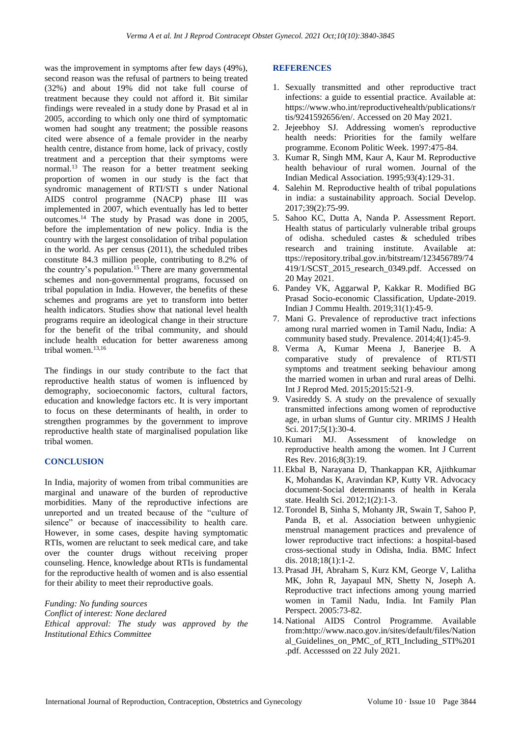was the improvement in symptoms after few days (49%), second reason was the refusal of partners to being treated (32%) and about 19% did not take full course of treatment because they could not afford it. Bit similar findings were revealed in a study done by Prasad et al in 2005, according to which only one third of symptomatic women had sought any treatment; the possible reasons cited were absence of a female provider in the nearby health centre, distance from home, lack of privacy, costly treatment and a perception that their symptoms were normal.[13] The reason for a better treatment seeking proportion of women in our study is the fact that syndromic management of RTI/STI s under National AIDS control programme (NACP) phase III was implemented in 2007, which eventually has led to better outcomes.[14] The study by Prasad was done in 2005, before the implementation of new policy. India is the country with the largest consolidation of tribal population in the world. As per census (2011), the scheduled tribes constitute 84.3 million people, contributing to 8.2% of the country's population.[15] There are many governmental schemes and non-governmental programs, focussed on tribal population in India. However, the benefits of these schemes and programs are yet to transform into better health indicators. Studies show that national level health programs require an ideological change in their structure for the benefit of the tribal community, and should include health education for better awareness among tribal women.[13,16]

The findings in our study contribute to the fact that reproductive health status of women is influenced by demography, socioeconomic factors, cultural factors, education and knowledge factors etc. It is very important to focus on these determinants of health, in order to strengthen programmes by the government to improve reproductive health state of marginalised population like tribal women.

## CONCLUSION

In India, majority of women from tribal communities are marginal and unaware of the burden of reproductive morbidities. Many of the reproductive infections are unreported and un treated because of the "culture of silence" or because of inaccessibility to health care. However, in some cases, despite having symptomatic RTIs, women are reluctant to seek medical care, and take over the counter drugs without receiving proper counseling. Hence, knowledge about RTIs is fundamental for the reproductive health of women and is also essential for their ability to meet their reproductive goals.

*Funding: No funding sources*
*Conflict of interest: None declared*
*Ethical approval: The study was approved by the Institutional Ethics Committee*

## REFERENCES

1. Sexually transmitted and other reproductive tract infections: a guide to essential practice. Available at: https://www.who.int/reproductivehealth/publications/rtis/9241592656/en/. Accessed on 20 May 2021.
2. Jejeebhoy SJ. Addressing women's reproductive health needs: Priorities for the family welfare programme. Econom Politic Week. 1997:475-84.
3. Kumar R, Singh MM, Kaur A, Kaur M. Reproductive health behaviour of rural women. Journal of the Indian Medical Association. 1995;93(4):129-31.
4. Salehin M. Reproductive health of tribal populations in india: a sustainability approach. Social Develop. 2017;39(2):75-99.
5. Sahoo KC, Dutta A, Nanda P. Assessment Report. Health status of particularly vulnerable tribal groups of odisha. scheduled castes & scheduled tribes research and training institute. Available at: ttps://repository.tribal.gov.in/bitstream/123456789/74419/1/SCST_2015_research_0349.pdf. Accessed on 20 May 2021.
6. Pandey VK, Aggarwal P, Kakkar R. Modified BG Prasad Socio-economic Classification, Update-2019. Indian J Commu Health. 2019;31(1):45-9.
7. Mani G. Prevalence of reproductive tract infections among rural married women in Tamil Nadu, India: A community based study. Prevalence. 2014;4(1):45-9.
8. Verma A, Kumar Meena J, Banerjee B. A comparative study of prevalence of RTI/STI symptoms and treatment seeking behaviour among the married women in urban and rural areas of Delhi. Int J Reprod Med. 2015;2015:521-9.
9. Vasireddy S. A study on the prevalence of sexually transmitted infections among women of reproductive age, in urban slums of Guntur city. MRIMS J Health Sci. 2017;5(1):30-4.
10. Kumari MJ. Assessment of knowledge on reproductive health among the women. Int J Current Res Rev. 2016;8(3):19.
11. Ekbal B, Narayana D, Thankappan KR, Ajithkumar K, Mohandas K, Aravindan KP, Kutty VR. Advocacy document-Social determinants of health in Kerala state. Health Sci. 2012;1(2):1-3.
12. Torondel B, Sinha S, Mohanty JR, Swain T, Sahoo P, Panda B, et al. Association between unhygienic menstrual management practices and prevalence of lower reproductive tract infections: a hospital-based cross-sectional study in Odisha, India. BMC Infect dis. 2018;18(1):1-2.
13. Prasad JH, Abraham S, Kurz KM, George V, Lalitha MK, John R, Jayapaul MN, Shetty N, Joseph A. Reproductive tract infections among young married women in Tamil Nadu, India. Int Family Plan Perspect. 2005:73-82.
14. National AIDS Control Programme. Available from:http://www.naco.gov.in/sites/default/files/National_Guidelines_on_PMC_of_RTI_Including_STI%201.pdf. Accesssed on 22 July 2021.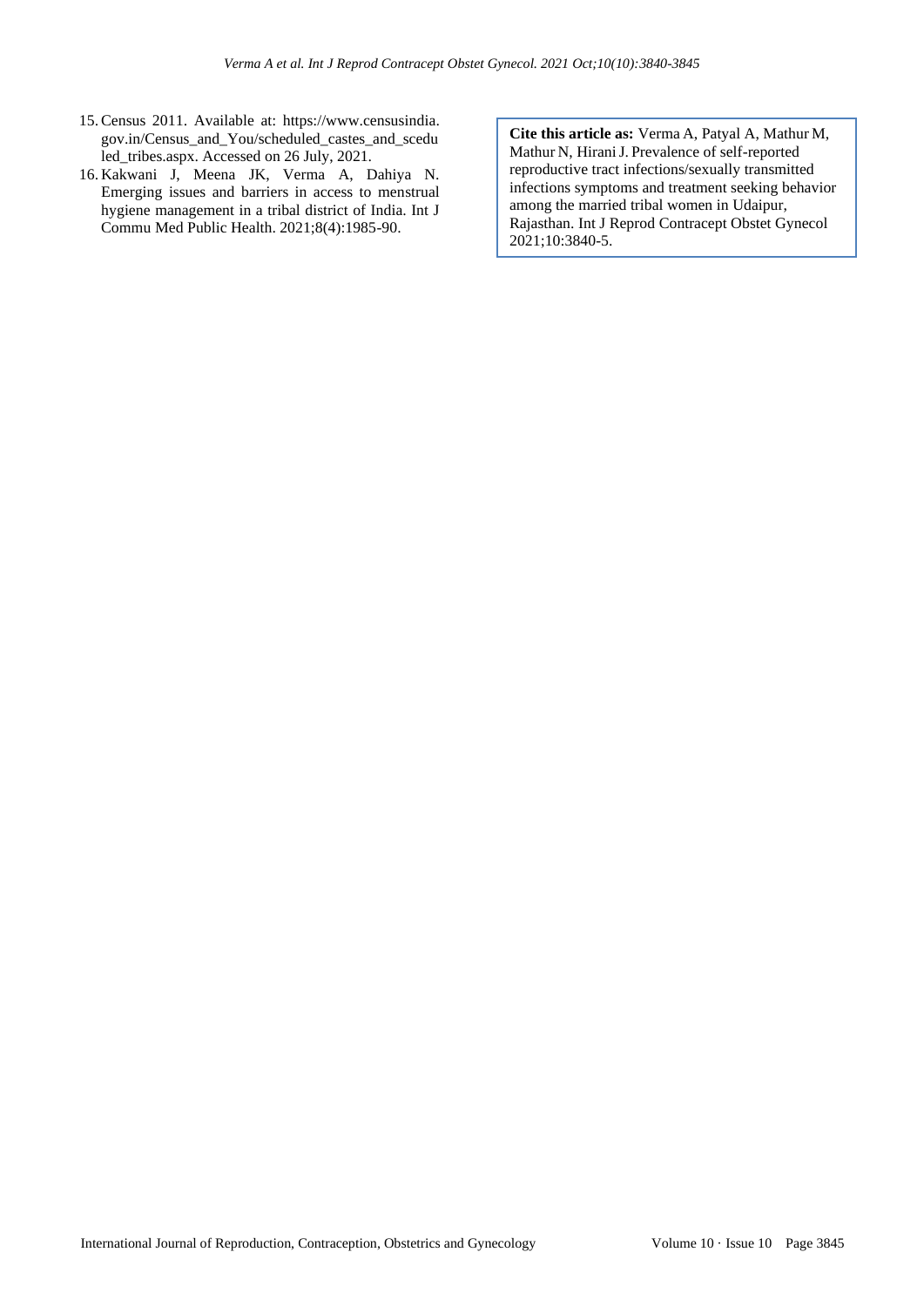15. Census 2011. Available at: https://www.censusindia.gov.in/Census_and_You/scheduled_castes_and_sceduled_tribes.aspx. Accessed on 26 July, 2021.
16. Kakwani J, Meena JK, Verma A, Dahiya N. Emerging issues and barriers in access to menstrual hygiene management in a tribal district of India. Int J Commu Med Public Health. 2021;8(4):1985-90.

**Cite this article as:** Verma A, Patyal A, Mathur M, Mathur N, Hirani J. Prevalence of self-reported reproductive tract infections/sexually transmitted infections symptoms and treatment seeking behavior among the married tribal women in Udaipur, Rajasthan. Int J Reprod Contracept Obstet Gynecol 2021;10:3840-5.